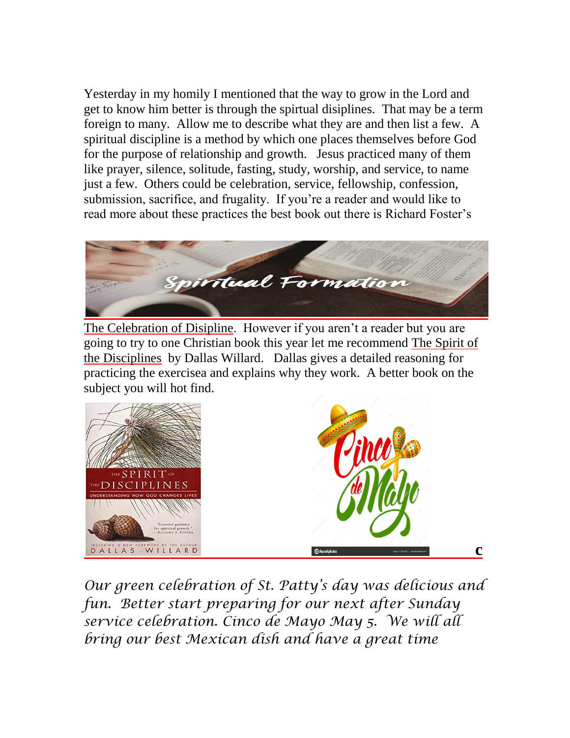Yesterday in my homily I mentioned that the way to grow in the Lord and get to know him better is through the spirtual disiplines. That may be a term foreign to many. Allow me to describe what they are and then list a few. A spiritual discipline is a method by which one places themselves before God for the purpose of relationship and growth. Jesus practiced many of them like prayer, silence, solitude, fasting, study, worship, and service, to name just a few. Others could be celebration, service, fellowship, confession, submission, sacrifice, and frugality. If you're a reader and would like to read more about these practices the best book out there is Richard Foster's The Celebration of Disipline. However if you aren't a reader but you are going to try to one Christian book this year let me recommend The Spirit of the Disciplines by Dallas Willard. Dallas gives a detailed reasoning for practicing the exercisea and explains why they work. A better book on the subject you will hot find.

*Our green celebration of St. Patty's day was delicious and fun. Better start preparing for our next after Sunday service celebration. Cinco de Mayo May 5. We will all bring our best Mexican dish and have a great time*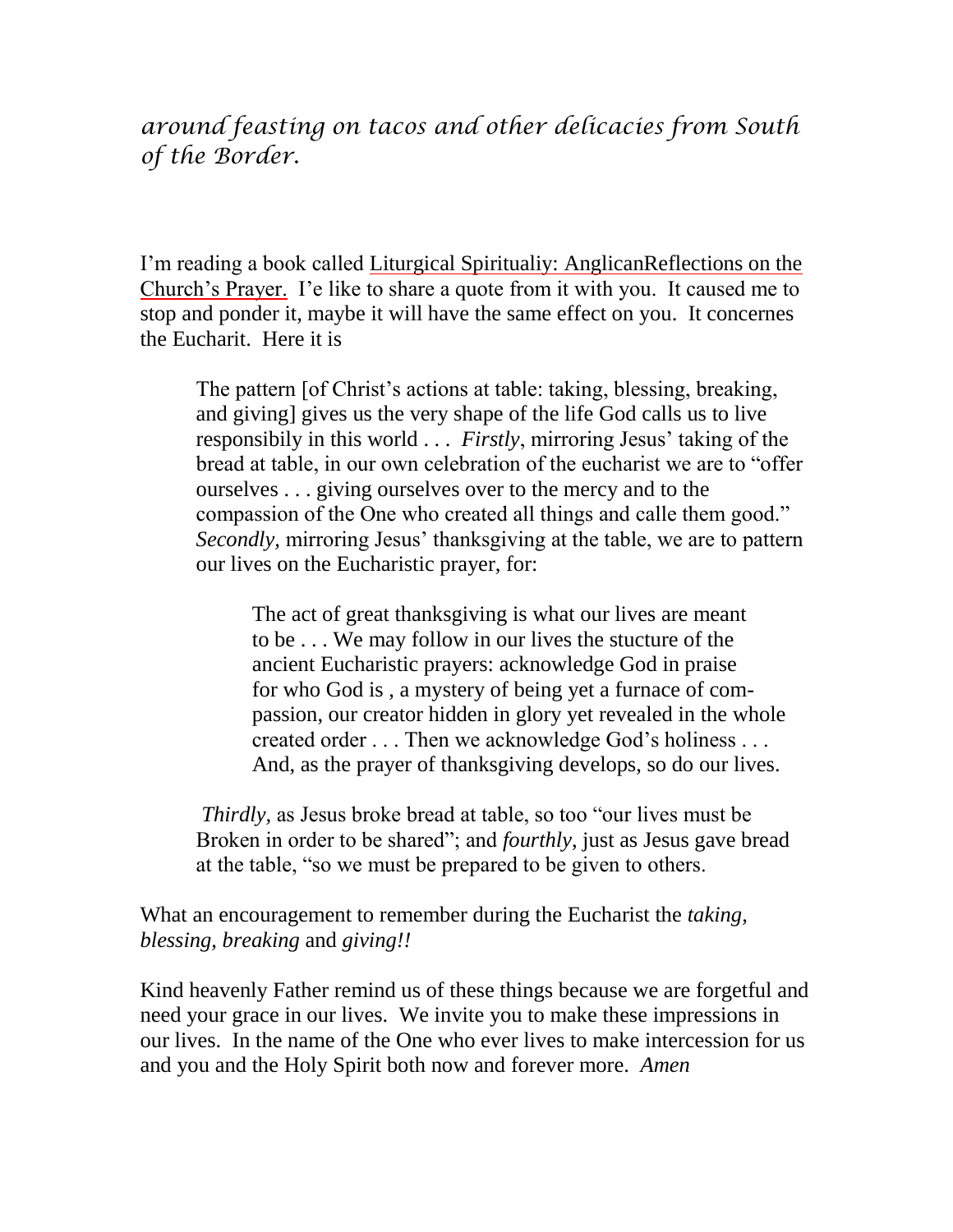*around feasting on tacos and other delicacies from South of the Border.*

I'm reading a book called Liturgical Spiritualiy: AnglicanReflections on the Church's Prayer. I'e like to share a quote from it with you. It caused me to stop and ponder it, maybe it will have the same effect on you. It concernes the Eucharit. Here it is

> The pattern [of Christ's actions at table: taking, blessing, breaking, and giving] gives us the very shape of the life God calls us to live responsibily in this world . . . *Firstly*, mirroring Jesus' taking of the bread at table, in our own celebration of the eucharist we are to "offer ourselves . . . giving ourselves over to the mercy and to the compassion of the One who created all things and calle them good." *Secondly*, mirroring Jesus' thanksgiving at the table, we are to pattern our lives on the Eucharistic prayer, for:
>
> > The act of great thanksgiving is what our lives are meant to be . . . We may follow in our lives the stucture of the ancient Eucharistic prayers: acknowledge God in praise for who God is , a mystery of being yet a furnace of compassion, our creator hidden in glory yet revealed in the whole created order . . . Then we acknowledge God's holiness . . . And, as the prayer of thanksgiving develops, so do our lives.
>
> *Thirdly,* as Jesus broke bread at table, so too "our lives must be Broken in order to be shared"; and *fourthly,* just as Jesus gave bread at the table, "so we must be prepared to be given to others.

What an encouragement to remember during the Eucharist the *taking, blessing, breaking* and *giving!!*

Kind heavenly Father remind us of these things because we are forgetful and need your grace in our lives. We invite you to make these impressions in our lives. In the name of the One who ever lives to make intercession for us and you and the Holy Spirit both now and forever more. *Amen*